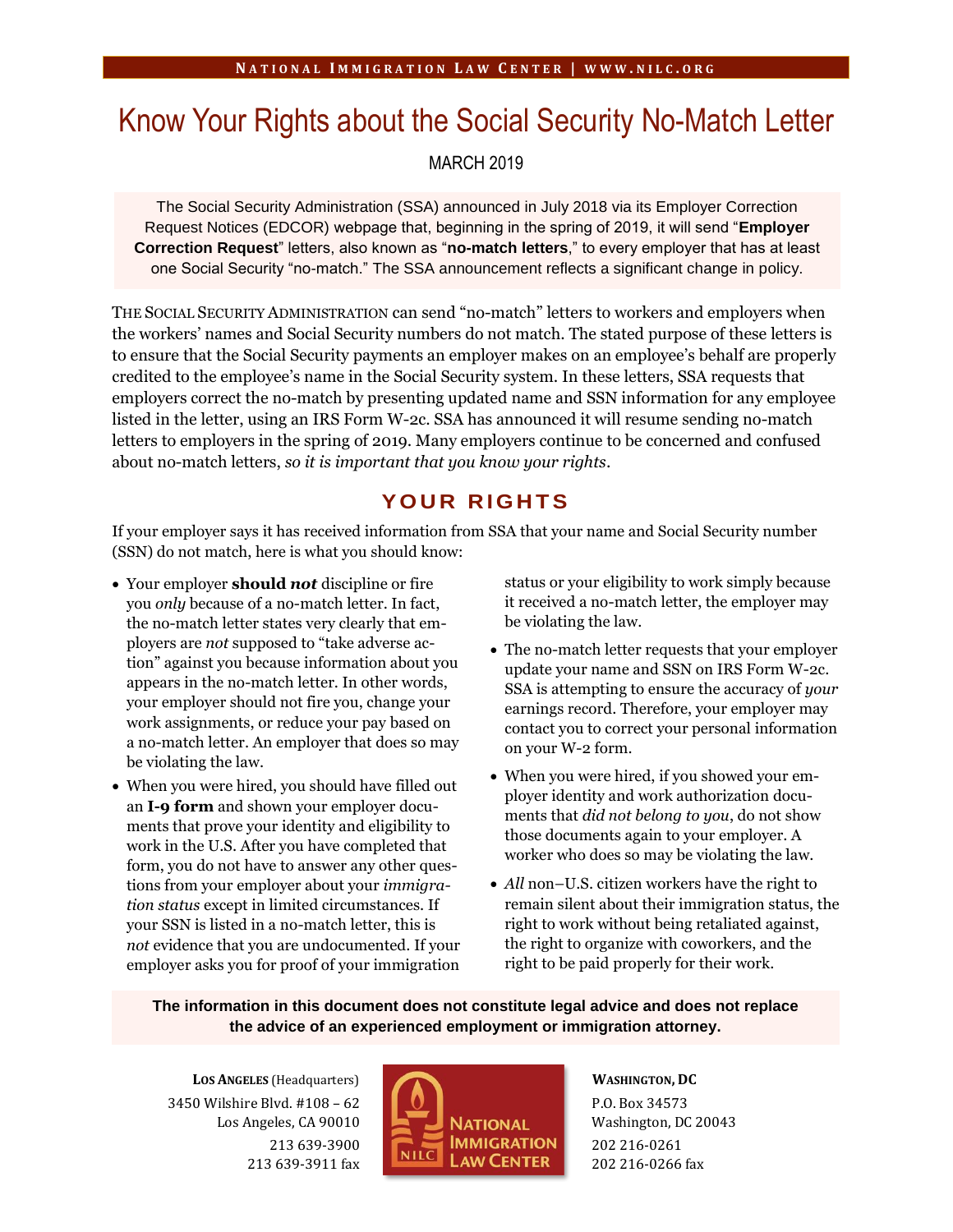NATIONAL IMMIGRATION LAW CENTER | WWW.NILC.ORG

# Know Your Rights about the Social Security No-Match Letter

MARCH 2019

The Social Security Administration (SSA) announced in July 2018 via its Employer Correction Request Notices (EDCOR) webpage that, beginning in the spring of 2019, it will send "**Employer Correction Request**" letters, also known as "**no-match letters**," to every employer that has at least one Social Security "no-match." The SSA announcement reflects a significant change in policy.

THE SOCIAL SECURITY ADMINISTRATION can send "no-match" letters to workers and employers when the workers' names and Social Security numbers do not match. The stated purpose of these letters is to ensure that the Social Security payments an employer makes on an employee's behalf are properly credited to the employee's name in the Social Security system. In these letters, SSA requests that employers correct the no-match by presenting updated name and SSN information for any employee listed in the letter, using an IRS Form W-2c. SSA has announced it will resume sending no-match letters to employers in the spring of 2019. Many employers continue to be concerned and confused about no-match letters, *so it is important that you know your rights*.

## YOUR RIGHTS

If your employer says it has received information from SSA that your name and Social Security number (SSN) do not match, here is what you should know:

- Your employer **should *not*** discipline or fire you *only* because of a no-match letter. In fact, the no-match letter states very clearly that employers are *not* supposed to "take adverse action" against you because information about you appears in the no-match letter. In other words, your employer should not fire you, change your work assignments, or reduce your pay based on a no-match letter. An employer that does so may be violating the law.
- When you were hired, you should have filled out an **I-9 form** and shown your employer documents that prove your identity and eligibility to work in the U.S. After you have completed that form, you do not have to answer any other questions from your employer about your *immigration status* except in limited circumstances. If your SSN is listed in a no-match letter, this is *not* evidence that you are undocumented. If your employer asks you for proof of your immigration status or your eligibility to work simply because it received a no-match letter, the employer may be violating the law.
- The no-match letter requests that your employer update your name and SSN on IRS Form W-2c. SSA is attempting to ensure the accuracy of *your* earnings record. Therefore, your employer may contact you to correct your personal information on your W-2 form.
- When you were hired, if you showed your employer identity and work authorization documents that *did not belong to you*, do not show those documents again to your employer. A worker who does so may be violating the law.
- *All* non–U.S. citizen workers have the right to remain silent about their immigration status, the right to work without being retaliated against, the right to organize with coworkers, and the right to be paid properly for their work.

**The information in this document does not constitute legal advice and does not replace the advice of an experienced employment or immigration attorney.**

**LOS ANGELES** (Headquarters)
3450 Wilshire Blvd. #108 – 62
Los Angeles, CA 90010
213 639-3900
213 639-3911 fax

NILC NATIONAL IMMIGRATION LAW CENTER

**WASHINGTON, DC**
P.O. Box 34573
Washington, DC 20043
202 216-0261
202 216-0266 fax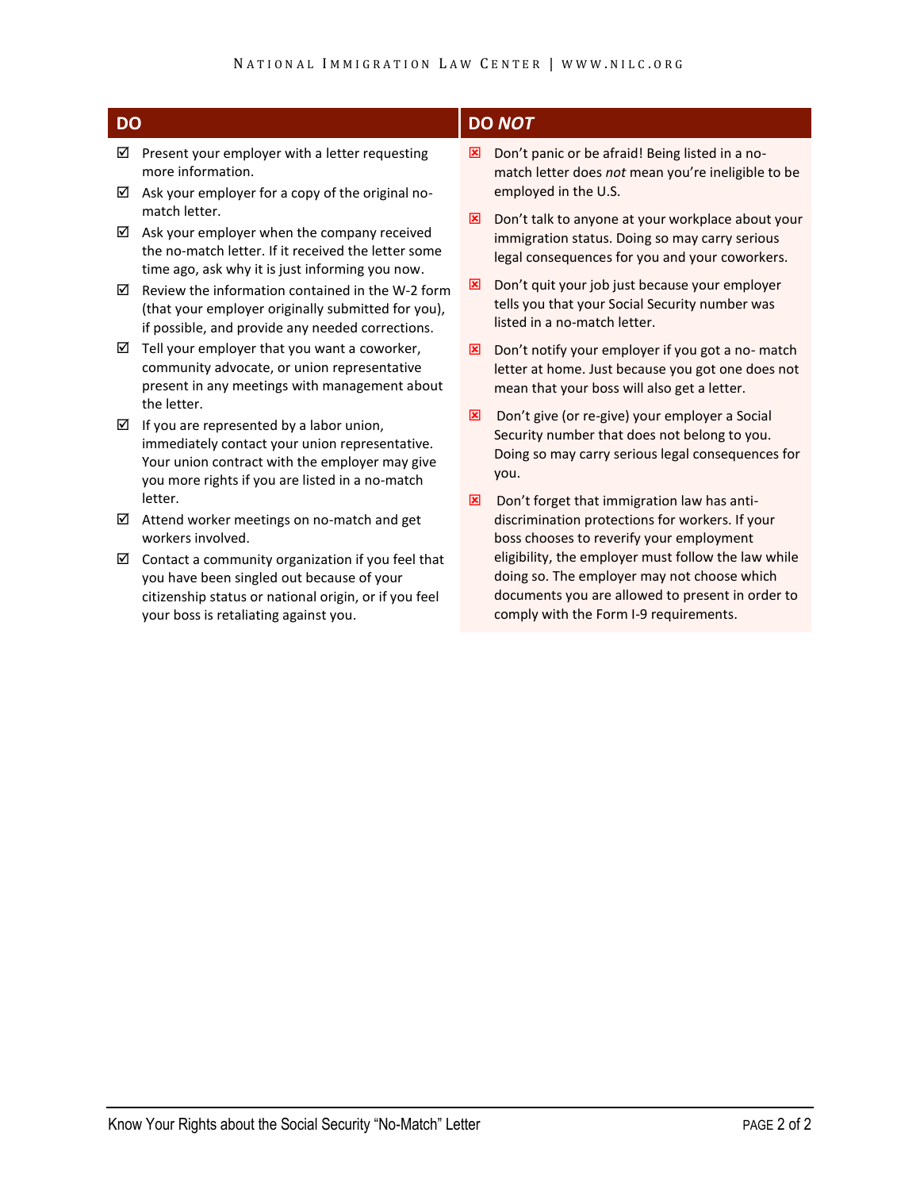## DO

- ☑ Present your employer with a letter requesting more information.
- ☑ Ask your employer for a copy of the original no-match letter.
- ☑ Ask your employer when the company received the no-match letter. If it received the letter some time ago, ask why it is just informing you now.
- ☑ Review the information contained in the W-2 form (that your employer originally submitted for you), if possible, and provide any needed corrections.
- ☑ Tell your employer that you want a coworker, community advocate, or union representative present in any meetings with management about the letter.
- ☑ If you are represented by a labor union, immediately contact your union representative. Your union contract with the employer may give you more rights if you are listed in a no-match letter.
- ☑ Attend worker meetings on no-match and get workers involved.
- ☑ Contact a community organization if you feel that you have been singled out because of your citizenship status or national origin, or if you feel your boss is retaliating against you.

## DO *NOT*

- ☒ Don't panic or be afraid! Being listed in a no-match letter does *not* mean you're ineligible to be employed in the U.S.
- ☒ Don't talk to anyone at your workplace about your immigration status. Doing so may carry serious legal consequences for you and your coworkers.
- ☒ Don't quit your job just because your employer tells you that your Social Security number was listed in a no-match letter.
- ☒ Don't notify your employer if you got a no- match letter at home. Just because you got one does not mean that your boss will also get a letter.
- ☒ Don't give (or re-give) your employer a Social Security number that does not belong to you. Doing so may carry serious legal consequences for you.
- ☒ Don't forget that immigration law has anti-discrimination protections for workers. If your boss chooses to reverify your employment eligibility, the employer must follow the law while doing so. The employer may not choose which documents you are allowed to present in order to comply with the Form I-9 requirements.